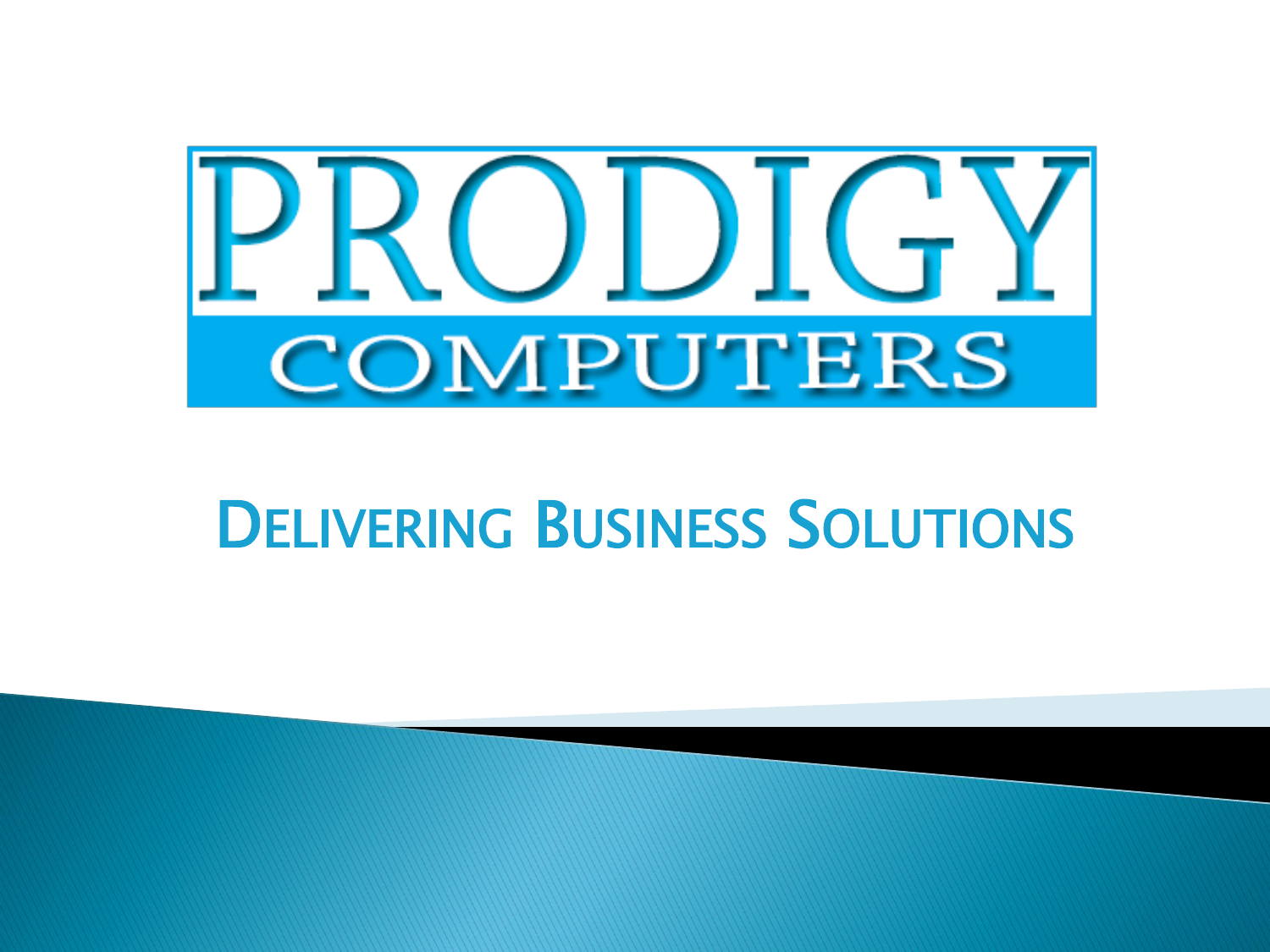# PRODIGY COMPUTERS

## Delivering Business Solutions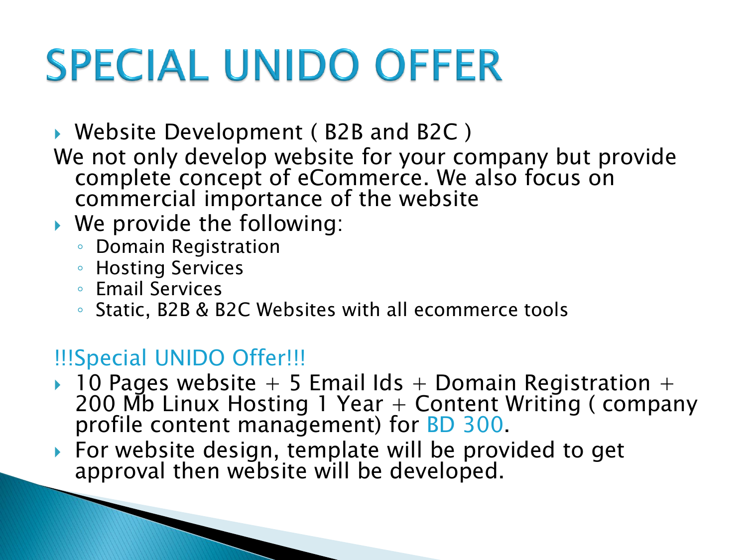# SPECIAL UNIDO OFFER

- Website Development ( B2B and B2C )

We not only develop website for your company but provide complete concept of eCommerce. We also focus on commercial importance of the website

- We provide the following:
  - Domain Registration
  - Hosting Services
  - Email Services
  - Static, B2B & B2C Websites with all ecommerce tools

!!!Special UNIDO Offer!!!

- 10 Pages website + 5 Email Ids + Domain Registration + 200 Mb Linux Hosting 1 Year + Content Writing ( company profile content management) for BD 300.
- For website design, template will be provided to get approval then website will be developed.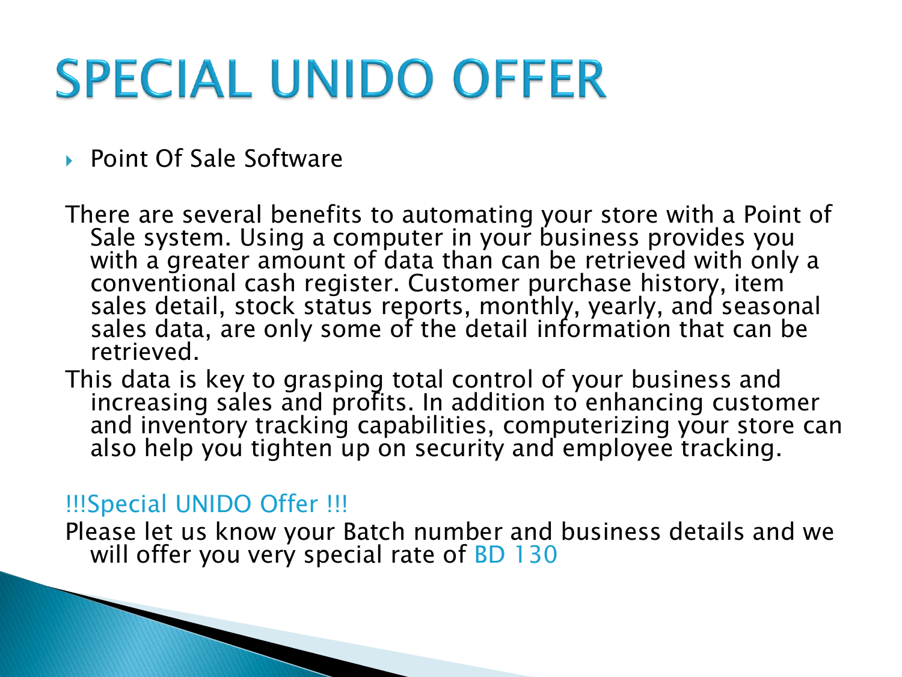# SPECIAL UNIDO OFFER

- Point Of Sale Software

There are several benefits to automating your store with a Point of Sale system. Using a computer in your business provides you with a greater amount of data than can be retrieved with only a conventional cash register. Customer purchase history, item sales detail, stock status reports, monthly, yearly, and seasonal sales data, are only some of the detail information that can be retrieved.

This data is key to grasping total control of your business and increasing sales and profits. In addition to enhancing customer and inventory tracking capabilities, computerizing your store can also help you tighten up on security and employee tracking.

!!!Special UNIDO Offer !!!

Please let us know your Batch number and business details and we will offer you very special rate of BD 130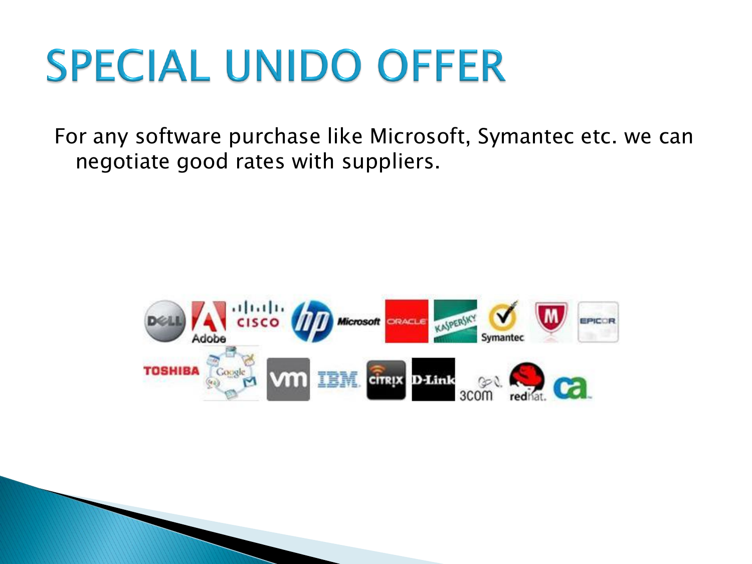# SPECIAL UNIDO OFFER

For any software purchase like Microsoft, Symantec etc. we can negotiate good rates with suppliers.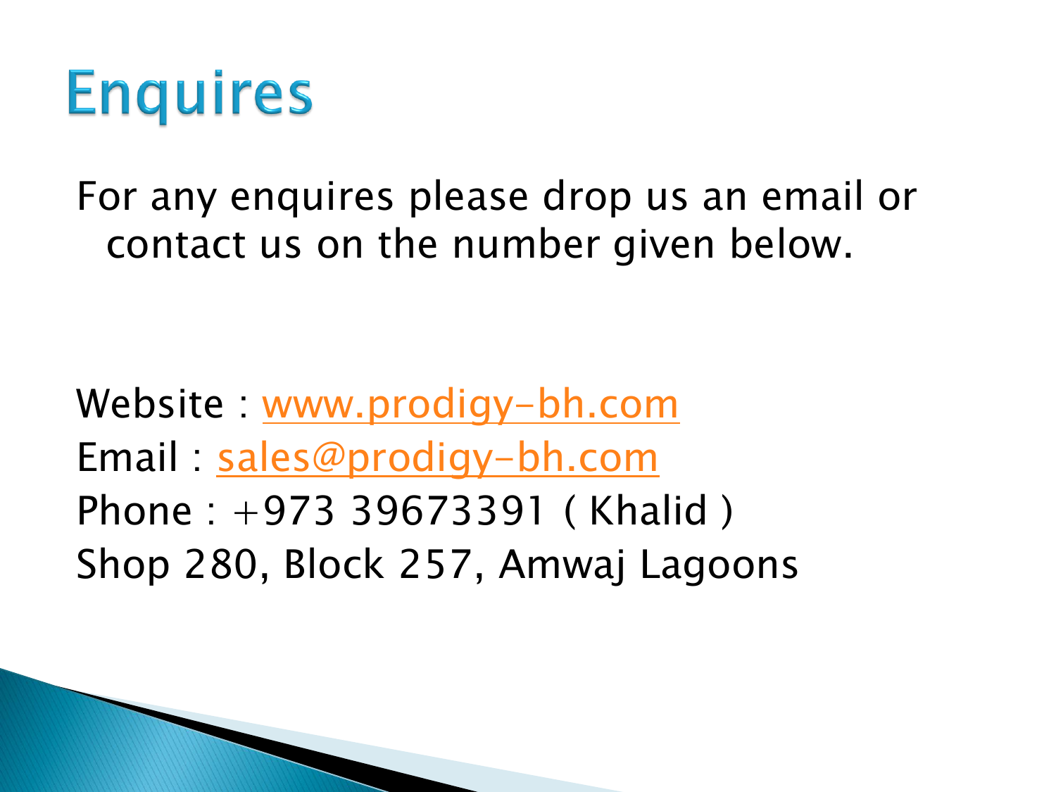# Enquires

For any enquires please drop us an email or contact us on the number given below.

Website : www.prodigy-bh.com
Email : sales@prodigy-bh.com
Phone : +973 39673391 ( Khalid )
Shop 280, Block 257, Amwaj Lagoons